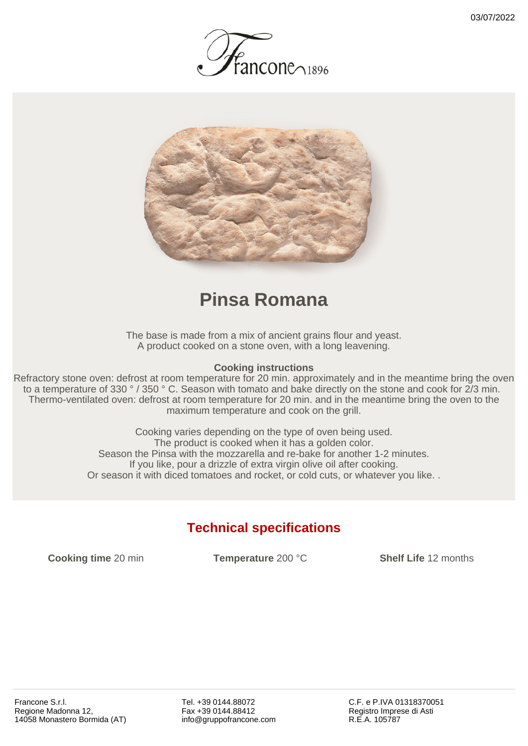03/07/2022

Francone 1896

# Pinsa Romana

The base is made from a mix of ancient grains flour and yeast.
A product cooked on a stone oven, with a long leavening.

**Cooking instructions**

Refractory stone oven: defrost at room temperature for 20 min. approximately and in the meantime bring the oven to a temperature of 330 ° / 350 ° C. Season with tomato and bake directly on the stone and cook for 2/3 min.
Thermo-ventilated oven: defrost at room temperature for 20 min. and in the meantime bring the oven to the maximum temperature and cook on the grill.

Cooking varies depending on the type of oven being used.
The product is cooked when it has a golden color.
Season the Pinsa with the mozzarella and re-bake for another 1-2 minutes.
If you like, pour a drizzle of extra virgin olive oil after cooking.
Or season it with diced tomatoes and rocket, or cold cuts, or whatever you like. .

## Technical specifications

**Cooking time** 20 min

**Temperature** 200 °C

**Shelf Life** 12 months

Francone S.r.l.
Regione Madonna 12,
14058 Monastero Bormida (AT)

Tel. +39 0144.88072
Fax +39 0144.88412
info@gruppofrancone.com

C.F. e P.IVA 01318370051
Registro Imprese di Asti
R.E.A. 105787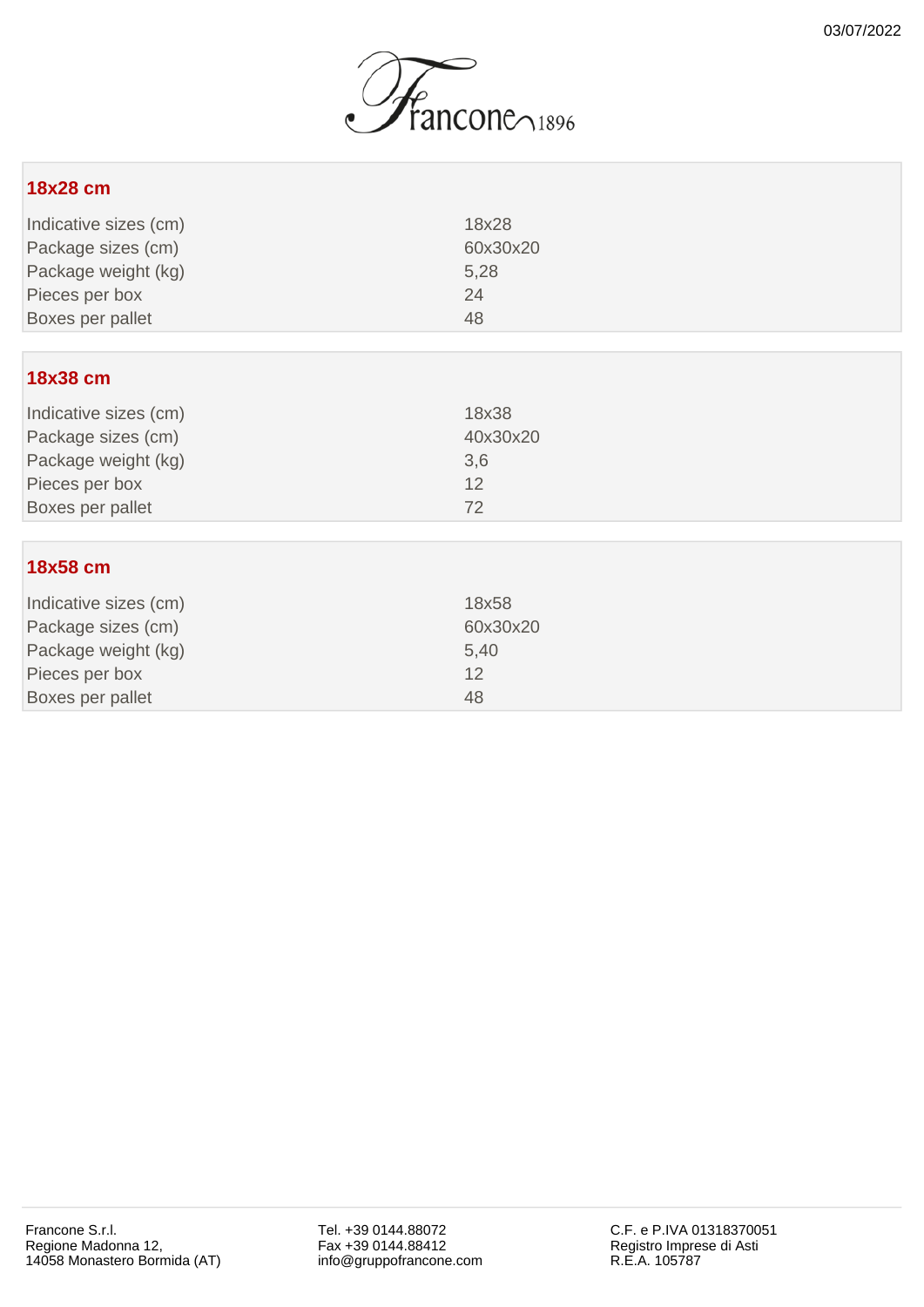## 18x28 cm

| | |
|---|---|
| Indicative sizes (cm) | 18x28 |
| Package sizes (cm) | 60x30x20 |
| Package weight (kg) | 5,28 |
| Pieces per box | 24 |
| Boxes per pallet | 48 |

## 18x38 cm

| | |
|---|---|
| Indicative sizes (cm) | 18x38 |
| Package sizes (cm) | 40x30x20 |
| Package weight (kg) | 3,6 |
| Pieces per box | 12 |
| Boxes per pallet | 72 |

## 18x58 cm

| | |
|---|---|
| Indicative sizes (cm) | 18x58 |
| Package sizes (cm) | 60x30x20 |
| Package weight (kg) | 5,40 |
| Pieces per box | 12 |
| Boxes per pallet | 48 |